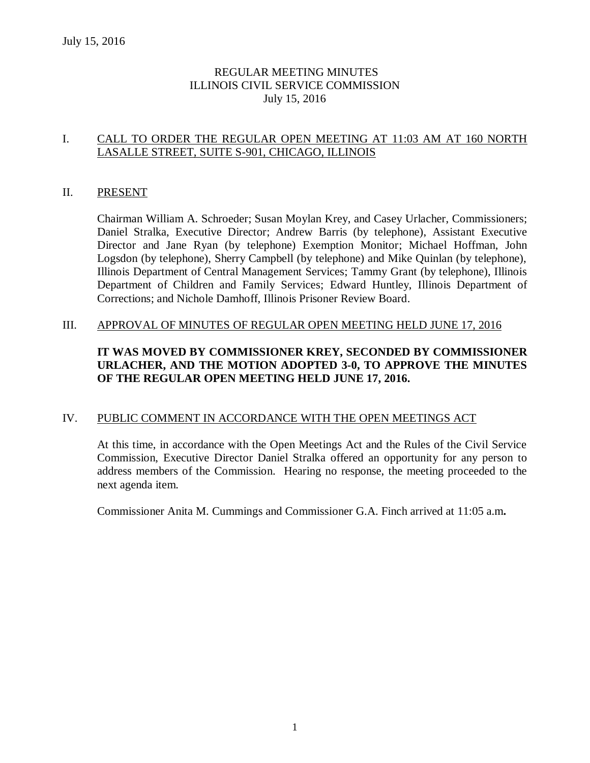July 15, 2016

# REGULAR MEETING MINUTES
# ILLINOIS CIVIL SERVICE COMMISSION
## July 15, 2016

## I. CALL TO ORDER THE REGULAR OPEN MEETING AT 11:03 AM AT 160 NORTH LASALLE STREET, SUITE S-901, CHICAGO, ILLINOIS

## II. PRESENT

Chairman William A. Schroeder; Susan Moylan Krey, and Casey Urlacher, Commissioners; Daniel Stralka, Executive Director; Andrew Barris (by telephone), Assistant Executive Director and Jane Ryan (by telephone) Exemption Monitor; Michael Hoffman, John Logsdon (by telephone), Sherry Campbell (by telephone) and Mike Quinlan (by telephone), Illinois Department of Central Management Services; Tammy Grant (by telephone), Illinois Department of Children and Family Services; Edward Huntley, Illinois Department of Corrections; and Nichole Damhoff, Illinois Prisoner Review Board.

## III. APPROVAL OF MINUTES OF REGULAR OPEN MEETING HELD JUNE 17, 2016

**IT WAS MOVED BY COMMISSIONER KREY, SECONDED BY COMMISSIONER URLACHER, AND THE MOTION ADOPTED 3-0, TO APPROVE THE MINUTES OF THE REGULAR OPEN MEETING HELD JUNE 17, 2016.**

## IV. PUBLIC COMMENT IN ACCORDANCE WITH THE OPEN MEETINGS ACT

At this time, in accordance with the Open Meetings Act and the Rules of the Civil Service Commission, Executive Director Daniel Stralka offered an opportunity for any person to address members of the Commission. Hearing no response, the meeting proceeded to the next agenda item.

Commissioner Anita M. Cummings and Commissioner G.A. Finch arrived at 11:05 a.m**.**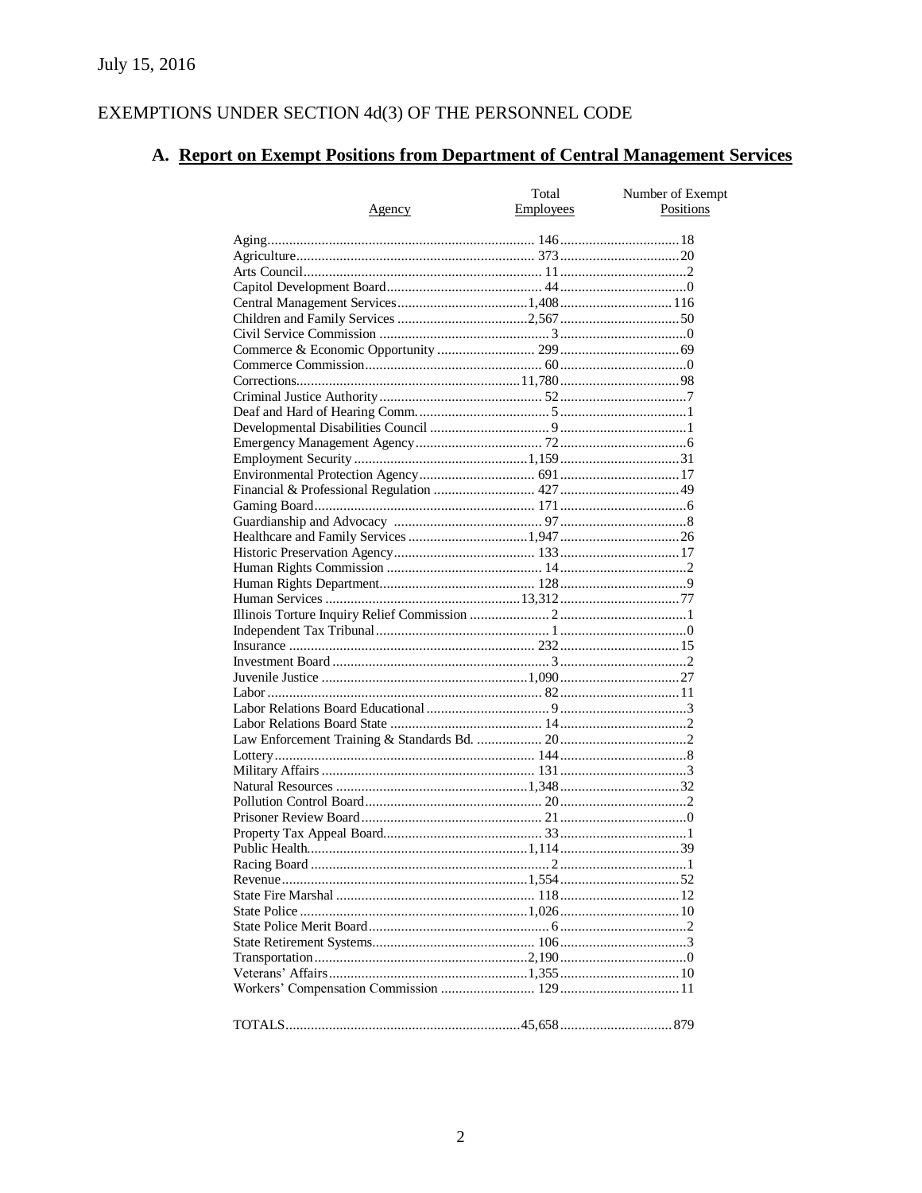July 15, 2016

EXEMPTIONS UNDER SECTION 4d(3) OF THE PERSONNEL CODE

## A. Report on Exempt Positions from Department of Central Management Services

| Agency | Total Employees | Number of Exempt Positions |
|---|---|---|
| Aging | 146 | 18 |
| Agriculture | 373 | 20 |
| Arts Council | 11 | 2 |
| Capitol Development Board | 44 | 0 |
| Central Management Services | 1,408 | 116 |
| Children and Family Services | 2,567 | 50 |
| Civil Service Commission | 3 | 0 |
| Commerce & Economic Opportunity | 299 | 69 |
| Commerce Commission | 60 | 0 |
| Corrections | 11,780 | 98 |
| Criminal Justice Authority | 52 | 7 |
| Deaf and Hard of Hearing Comm. | 5 | 1 |
| Developmental Disabilities Council | 9 | 1 |
| Emergency Management Agency | 72 | 6 |
| Employment Security | 1,159 | 31 |
| Environmental Protection Agency | 691 | 17 |
| Financial & Professional Regulation | 427 | 49 |
| Gaming Board | 171 | 6 |
| Guardianship and Advocacy | 97 | 8 |
| Healthcare and Family Services | 1,947 | 26 |
| Historic Preservation Agency | 133 | 17 |
| Human Rights Commission | 14 | 2 |
| Human Rights Department | 128 | 9 |
| Human Services | 13,312 | 77 |
| Illinois Torture Inquiry Relief Commission | 2 | 1 |
| Independent Tax Tribunal | 1 | 0 |
| Insurance | 232 | 15 |
| Investment Board | 3 | 2 |
| Juvenile Justice | 1,090 | 27 |
| Labor | 82 | 11 |
| Labor Relations Board Educational | 9 | 3 |
| Labor Relations Board State | 14 | 2 |
| Law Enforcement Training & Standards Bd. | 20 | 2 |
| Lottery | 144 | 8 |
| Military Affairs | 131 | 3 |
| Natural Resources | 1,348 | 32 |
| Pollution Control Board | 20 | 2 |
| Prisoner Review Board | 21 | 0 |
| Property Tax Appeal Board | 33 | 1 |
| Public Health | 1,114 | 39 |
| Racing Board | 2 | 1 |
| Revenue | 1,554 | 52 |
| State Fire Marshal | 118 | 12 |
| State Police | 1,026 | 10 |
| State Police Merit Board | 6 | 2 |
| State Retirement Systems | 106 | 3 |
| Transportation | 2,190 | 0 |
| Veterans' Affairs | 1,355 | 10 |
| Workers' Compensation Commission | 129 | 11 |
| TOTALS | 45,658 | 879 |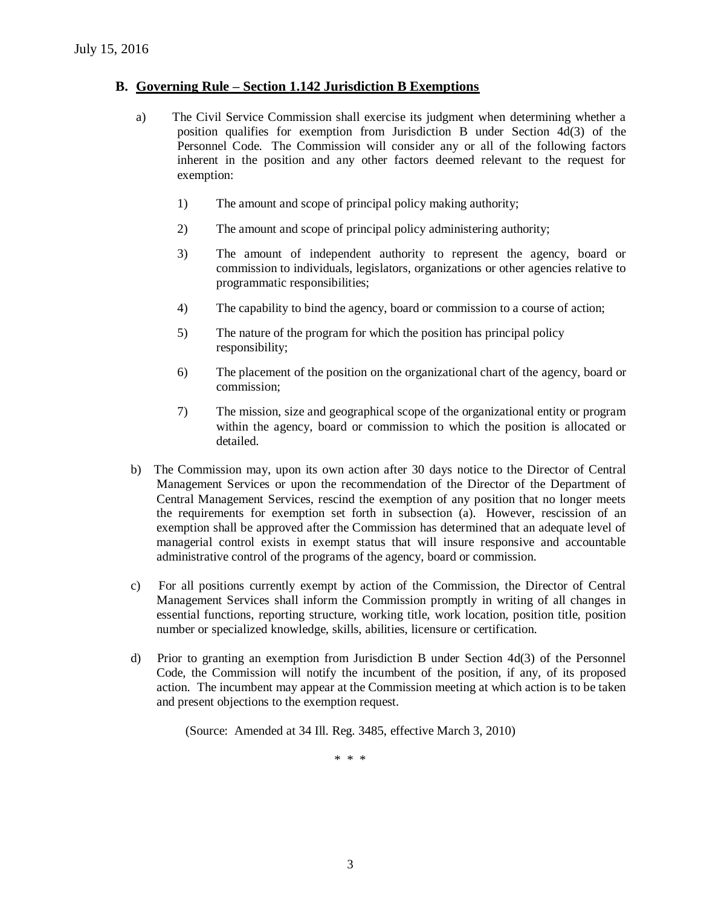## B. Governing Rule – Section 1.142 Jurisdiction B Exemptions

a) The Civil Service Commission shall exercise its judgment when determining whether a position qualifies for exemption from Jurisdiction B under Section 4d(3) of the Personnel Code. The Commission will consider any or all of the following factors inherent in the position and any other factors deemed relevant to the request for exemption:

1) The amount and scope of principal policy making authority;

2) The amount and scope of principal policy administering authority;

3) The amount of independent authority to represent the agency, board or commission to individuals, legislators, organizations or other agencies relative to programmatic responsibilities;

4) The capability to bind the agency, board or commission to a course of action;

5) The nature of the program for which the position has principal policy responsibility;

6) The placement of the position on the organizational chart of the agency, board or commission;

7) The mission, size and geographical scope of the organizational entity or program within the agency, board or commission to which the position is allocated or detailed.

b) The Commission may, upon its own action after 30 days notice to the Director of Central Management Services or upon the recommendation of the Director of the Department of Central Management Services, rescind the exemption of any position that no longer meets the requirements for exemption set forth in subsection (a). However, rescission of an exemption shall be approved after the Commission has determined that an adequate level of managerial control exists in exempt status that will insure responsive and accountable administrative control of the programs of the agency, board or commission.

c) For all positions currently exempt by action of the Commission, the Director of Central Management Services shall inform the Commission promptly in writing of all changes in essential functions, reporting structure, working title, work location, position title, position number or specialized knowledge, skills, abilities, licensure or certification.

d) Prior to granting an exemption from Jurisdiction B under Section 4d(3) of the Personnel Code, the Commission will notify the incumbent of the position, if any, of its proposed action. The incumbent may appear at the Commission meeting at which action is to be taken and present objections to the exemption request.

(Source: Amended at 34 Ill. Reg. 3485, effective March 3, 2010)

\* \* \*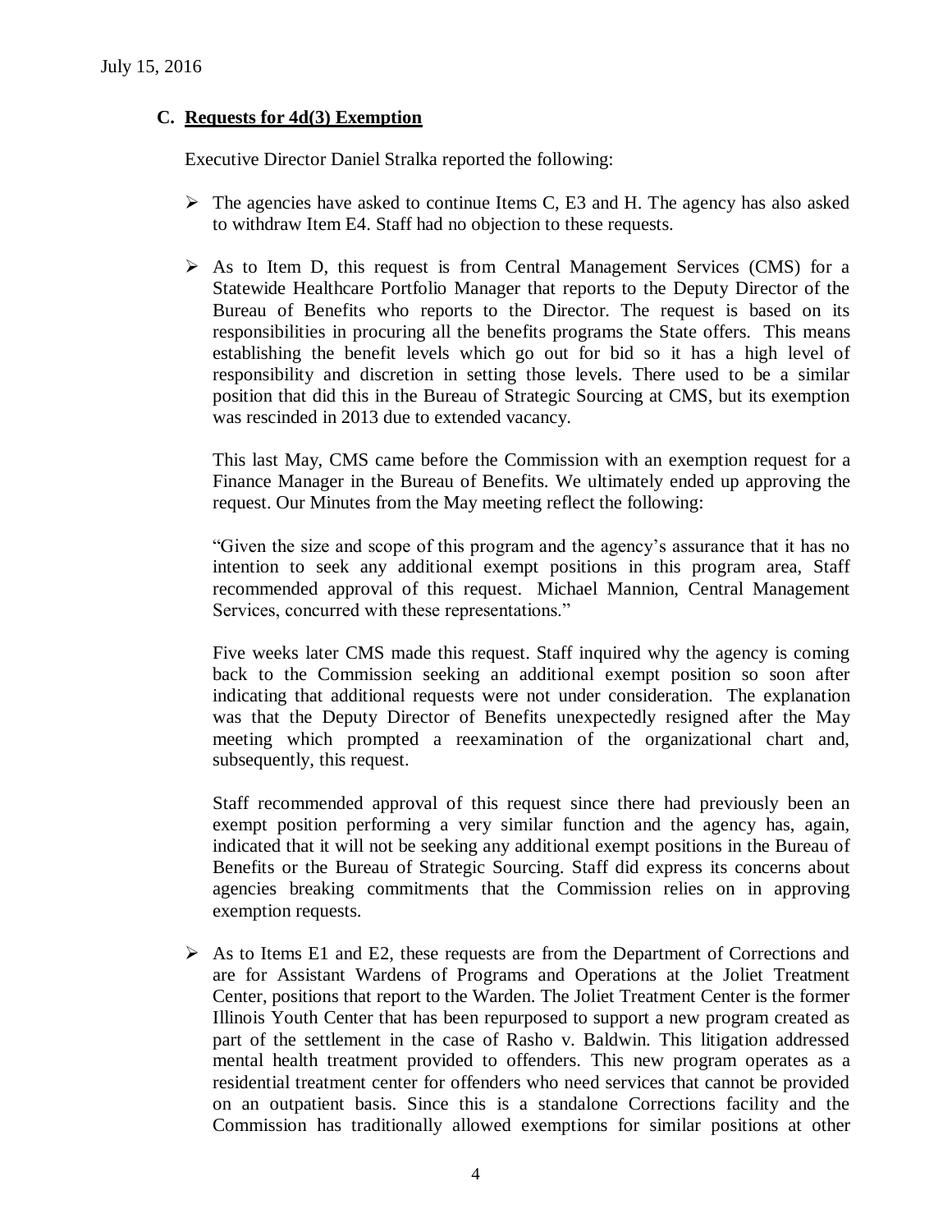July 15, 2016

### C. Requests for 4d(3) Exemption

Executive Director Daniel Stralka reported the following:

- The agencies have asked to continue Items C, E3 and H. The agency has also asked to withdraw Item E4. Staff had no objection to these requests.

- As to Item D, this request is from Central Management Services (CMS) for a Statewide Healthcare Portfolio Manager that reports to the Deputy Director of the Bureau of Benefits who reports to the Director. The request is based on its responsibilities in procuring all the benefits programs the State offers. This means establishing the benefit levels which go out for bid so it has a high level of responsibility and discretion in setting those levels. There used to be a similar position that did this in the Bureau of Strategic Sourcing at CMS, but its exemption was rescinded in 2013 due to extended vacancy.

  This last May, CMS came before the Commission with an exemption request for a Finance Manager in the Bureau of Benefits. We ultimately ended up approving the request. Our Minutes from the May meeting reflect the following:

  "Given the size and scope of this program and the agency's assurance that it has no intention to seek any additional exempt positions in this program area, Staff recommended approval of this request. Michael Mannion, Central Management Services, concurred with these representations."

  Five weeks later CMS made this request. Staff inquired why the agency is coming back to the Commission seeking an additional exempt position so soon after indicating that additional requests were not under consideration. The explanation was that the Deputy Director of Benefits unexpectedly resigned after the May meeting which prompted a reexamination of the organizational chart and, subsequently, this request.

  Staff recommended approval of this request since there had previously been an exempt position performing a very similar function and the agency has, again, indicated that it will not be seeking any additional exempt positions in the Bureau of Benefits or the Bureau of Strategic Sourcing. Staff did express its concerns about agencies breaking commitments that the Commission relies on in approving exemption requests.

- As to Items E1 and E2, these requests are from the Department of Corrections and are for Assistant Wardens of Programs and Operations at the Joliet Treatment Center, positions that report to the Warden. The Joliet Treatment Center is the former Illinois Youth Center that has been repurposed to support a new program created as part of the settlement in the case of Rasho v. Baldwin. This litigation addressed mental health treatment provided to offenders. This new program operates as a residential treatment center for offenders who need services that cannot be provided on an outpatient basis. Since this is a standalone Corrections facility and the Commission has traditionally allowed exemptions for similar positions at other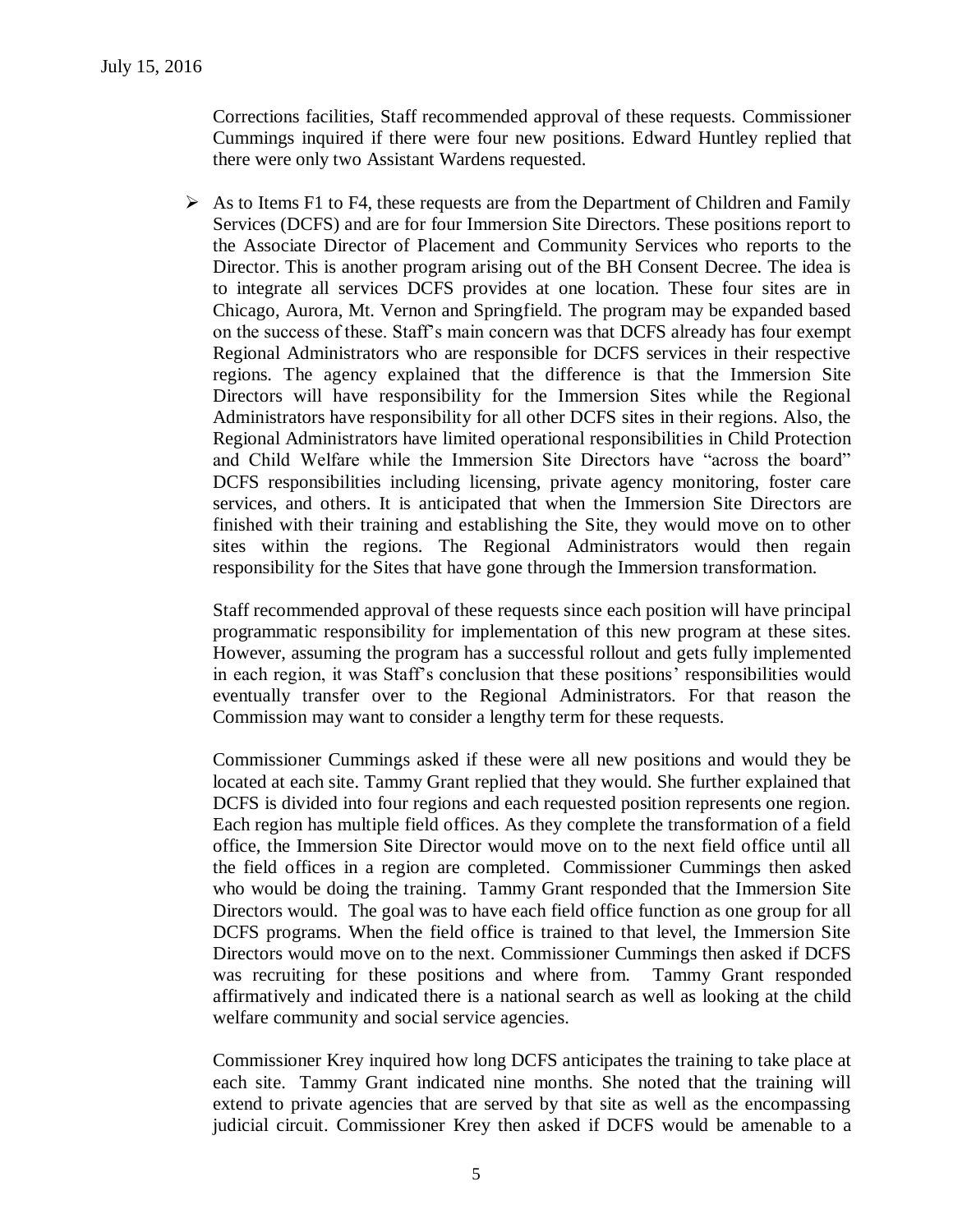Corrections facilities, Staff recommended approval of these requests. Commissioner Cummings inquired if there were four new positions. Edward Huntley replied that there were only two Assistant Wardens requested.

- As to Items F1 to F4, these requests are from the Department of Children and Family Services (DCFS) and are for four Immersion Site Directors. These positions report to the Associate Director of Placement and Community Services who reports to the Director. This is another program arising out of the BH Consent Decree. The idea is to integrate all services DCFS provides at one location. These four sites are in Chicago, Aurora, Mt. Vernon and Springfield. The program may be expanded based on the success of these. Staff's main concern was that DCFS already has four exempt Regional Administrators who are responsible for DCFS services in their respective regions. The agency explained that the difference is that the Immersion Site Directors will have responsibility for the Immersion Sites while the Regional Administrators have responsibility for all other DCFS sites in their regions. Also, the Regional Administrators have limited operational responsibilities in Child Protection and Child Welfare while the Immersion Site Directors have "across the board" DCFS responsibilities including licensing, private agency monitoring, foster care services, and others. It is anticipated that when the Immersion Site Directors are finished with their training and establishing the Site, they would move on to other sites within the regions. The Regional Administrators would then regain responsibility for the Sites that have gone through the Immersion transformation.

  Staff recommended approval of these requests since each position will have principal programmatic responsibility for implementation of this new program at these sites. However, assuming the program has a successful rollout and gets fully implemented in each region, it was Staff's conclusion that these positions' responsibilities would eventually transfer over to the Regional Administrators. For that reason the Commission may want to consider a lengthy term for these requests.

  Commissioner Cummings asked if these were all new positions and would they be located at each site. Tammy Grant replied that they would. She further explained that DCFS is divided into four regions and each requested position represents one region. Each region has multiple field offices. As they complete the transformation of a field office, the Immersion Site Director would move on to the next field office until all the field offices in a region are completed. Commissioner Cummings then asked who would be doing the training. Tammy Grant responded that the Immersion Site Directors would. The goal was to have each field office function as one group for all DCFS programs. When the field office is trained to that level, the Immersion Site Directors would move on to the next. Commissioner Cummings then asked if DCFS was recruiting for these positions and where from. Tammy Grant responded affirmatively and indicated there is a national search as well as looking at the child welfare community and social service agencies.

  Commissioner Krey inquired how long DCFS anticipates the training to take place at each site. Tammy Grant indicated nine months. She noted that the training will extend to private agencies that are served by that site as well as the encompassing judicial circuit. Commissioner Krey then asked if DCFS would be amenable to a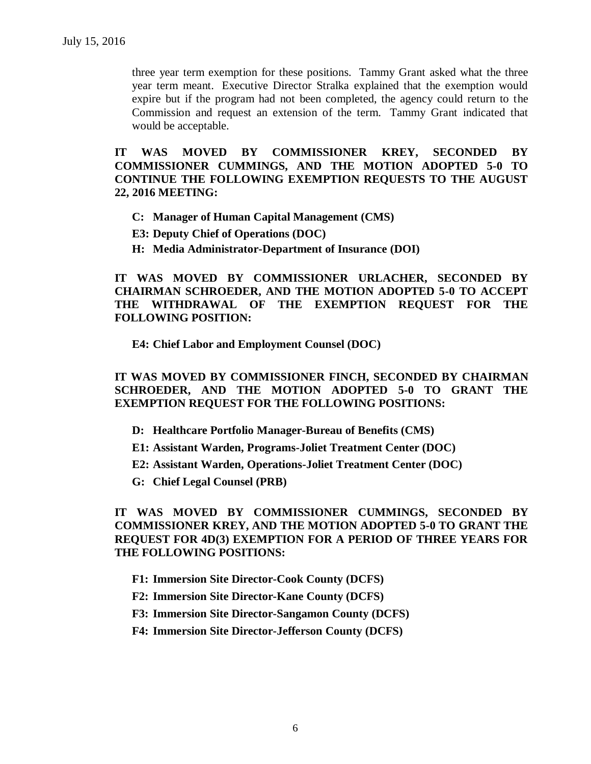three year term exemption for these positions. Tammy Grant asked what the three year term meant. Executive Director Stralka explained that the exemption would expire but if the program had not been completed, the agency could return to the Commission and request an extension of the term. Tammy Grant indicated that would be acceptable.

**IT WAS MOVED BY COMMISSIONER KREY, SECONDED BY COMMISSIONER CUMMINGS, AND THE MOTION ADOPTED 5-0 TO CONTINUE THE FOLLOWING EXEMPTION REQUESTS TO THE AUGUST 22, 2016 MEETING:**

- **C: Manager of Human Capital Management (CMS)**
- **E3: Deputy Chief of Operations (DOC)**
- **H: Media Administrator-Department of Insurance (DOI)**

**IT WAS MOVED BY COMMISSIONER URLACHER, SECONDED BY CHAIRMAN SCHROEDER, AND THE MOTION ADOPTED 5-0 TO ACCEPT THE WITHDRAWAL OF THE EXEMPTION REQUEST FOR THE FOLLOWING POSITION:**

- **E4: Chief Labor and Employment Counsel (DOC)**

**IT WAS MOVED BY COMMISSIONER FINCH, SECONDED BY CHAIRMAN SCHROEDER, AND THE MOTION ADOPTED 5-0 TO GRANT THE EXEMPTION REQUEST FOR THE FOLLOWING POSITIONS:**

- **D: Healthcare Portfolio Manager-Bureau of Benefits (CMS)**
- **E1: Assistant Warden, Programs-Joliet Treatment Center (DOC)**
- **E2: Assistant Warden, Operations-Joliet Treatment Center (DOC)**
- **G: Chief Legal Counsel (PRB)**

**IT WAS MOVED BY COMMISSIONER CUMMINGS, SECONDED BY COMMISSIONER KREY, AND THE MOTION ADOPTED 5-0 TO GRANT THE REQUEST FOR 4D(3) EXEMPTION FOR A PERIOD OF THREE YEARS FOR THE FOLLOWING POSITIONS:**

- **F1: Immersion Site Director-Cook County (DCFS)**
- **F2: Immersion Site Director-Kane County (DCFS)**
- **F3: Immersion Site Director-Sangamon County (DCFS)**
- **F4: Immersion Site Director-Jefferson County (DCFS)**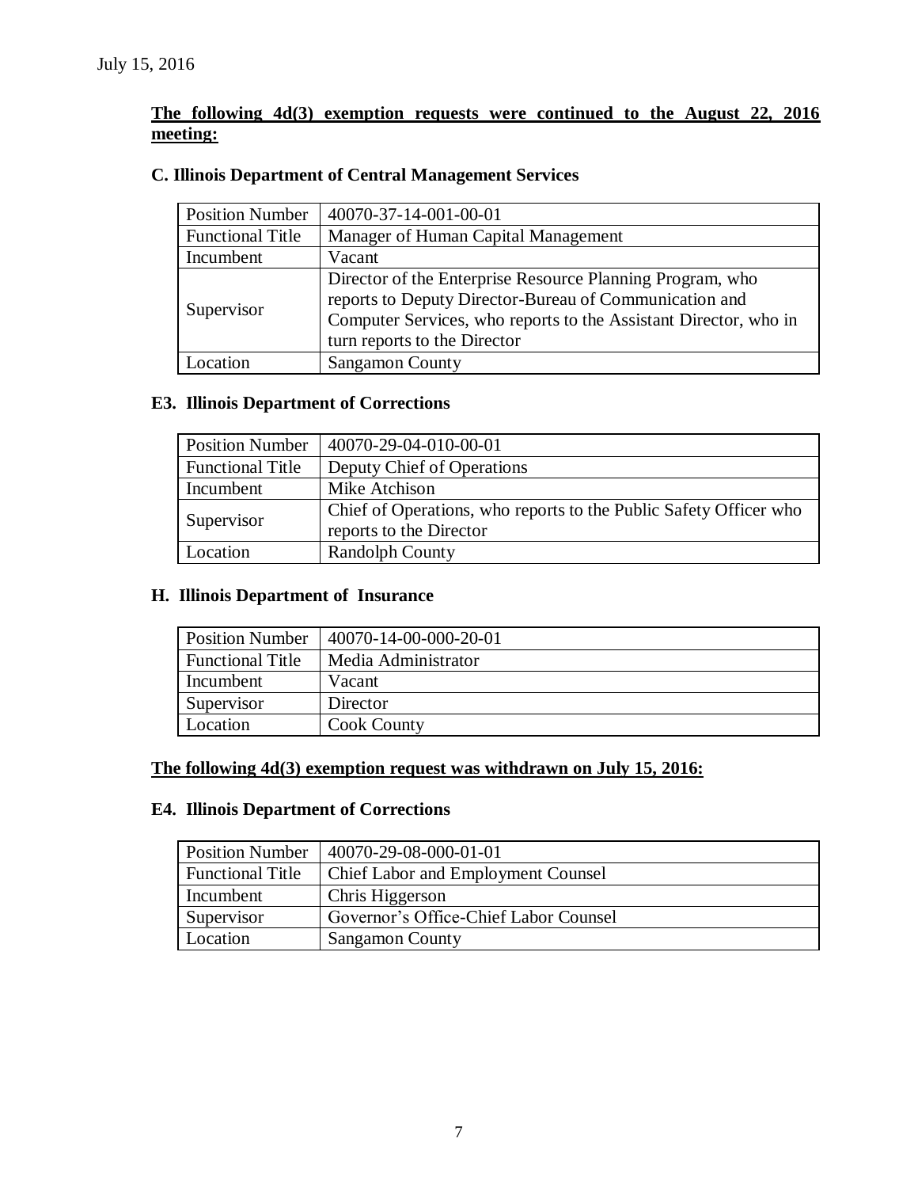July 15, 2016

**The following 4d(3) exemption requests were continued to the August 22, 2016 meeting:**

### C. Illinois Department of Central Management Services

| Position Number | 40070-37-14-001-00-01 |
|---|---|
| Functional Title | Manager of Human Capital Management |
| Incumbent | Vacant |
| Supervisor | Director of the Enterprise Resource Planning Program, who reports to Deputy Director-Bureau of Communication and Computer Services, who reports to the Assistant Director, who in turn reports to the Director |
| Location | Sangamon County |

### E3. Illinois Department of Corrections

| Position Number | 40070-29-04-010-00-01 |
|---|---|
| Functional Title | Deputy Chief of Operations |
| Incumbent | Mike Atchison |
| Supervisor | Chief of Operations, who reports to the Public Safety Officer who reports to the Director |
| Location | Randolph County |

### H. Illinois Department of Insurance

| Position Number | 40070-14-00-000-20-01 |
|---|---|
| Functional Title | Media Administrator |
| Incumbent | Vacant |
| Supervisor | Director |
| Location | Cook County |

**The following 4d(3) exemption request was withdrawn on July 15, 2016:**

### E4. Illinois Department of Corrections

| Position Number | 40070-29-08-000-01-01 |
|---|---|
| Functional Title | Chief Labor and Employment Counsel |
| Incumbent | Chris Higgerson |
| Supervisor | Governor's Office-Chief Labor Counsel |
| Location | Sangamon County |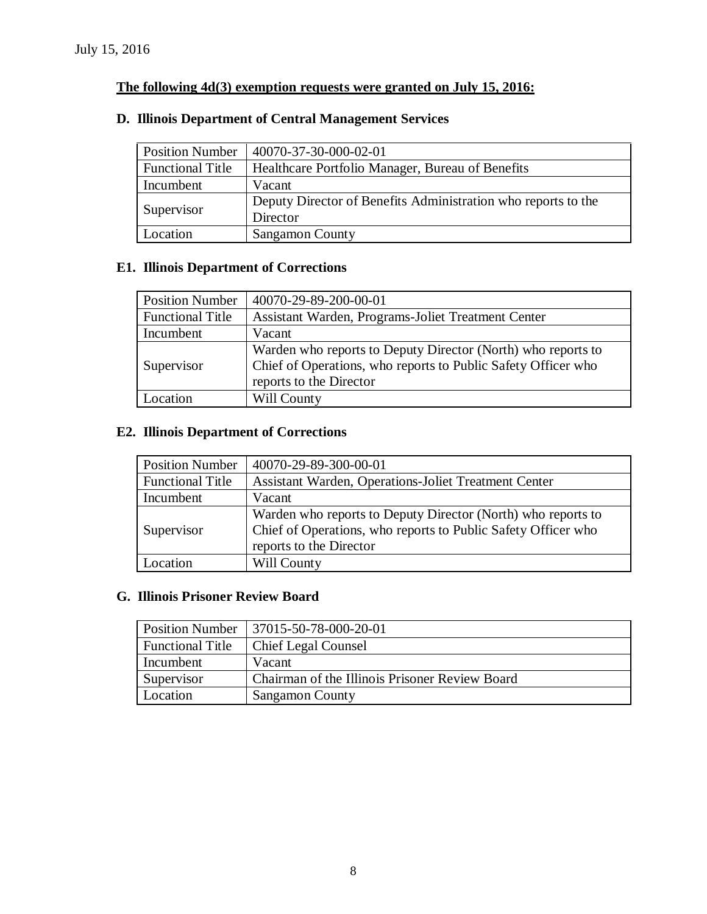July 15, 2016

**The following 4d(3) exemption requests were granted on July 15, 2016:**

### D. Illinois Department of Central Management Services

| Position Number | 40070-37-30-000-02-01 |
|---|---|
| Functional Title | Healthcare Portfolio Manager, Bureau of Benefits |
| Incumbent | Vacant |
| Supervisor | Deputy Director of Benefits Administration who reports to the Director |
| Location | Sangamon County |

### E1. Illinois Department of Corrections

| Position Number | 40070-29-89-200-00-01 |
|---|---|
| Functional Title | Assistant Warden, Programs-Joliet Treatment Center |
| Incumbent | Vacant |
| Supervisor | Warden who reports to Deputy Director (North) who reports to Chief of Operations, who reports to Public Safety Officer who reports to the Director |
| Location | Will County |

### E2. Illinois Department of Corrections

| Position Number | 40070-29-89-300-00-01 |
|---|---|
| Functional Title | Assistant Warden, Operations-Joliet Treatment Center |
| Incumbent | Vacant |
| Supervisor | Warden who reports to Deputy Director (North) who reports to Chief of Operations, who reports to Public Safety Officer who reports to the Director |
| Location | Will County |

### G. Illinois Prisoner Review Board

| Position Number | 37015-50-78-000-20-01 |
|---|---|
| Functional Title | Chief Legal Counsel |
| Incumbent | Vacant |
| Supervisor | Chairman of the Illinois Prisoner Review Board |
| Location | Sangamon County |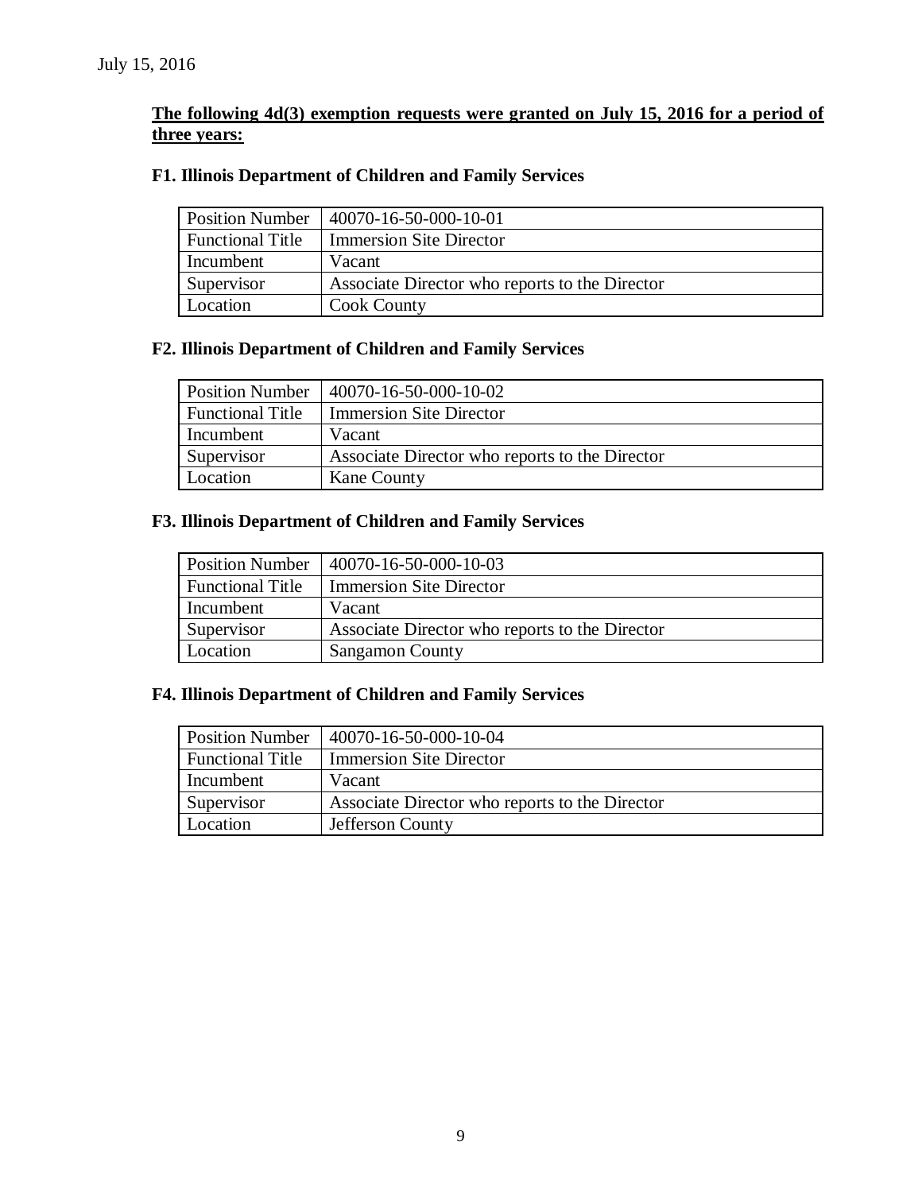July 15, 2016

**<u>The following 4d(3) exemption requests were granted on July 15, 2016 for a period of three years:</u>**

### F1. Illinois Department of Children and Family Services

| Position Number | 40070-16-50-000-10-01 |
|---|---|
| Functional Title | Immersion Site Director |
| Incumbent | Vacant |
| Supervisor | Associate Director who reports to the Director |
| Location | Cook County |

### F2. Illinois Department of Children and Family Services

| Position Number | 40070-16-50-000-10-02 |
|---|---|
| Functional Title | Immersion Site Director |
| Incumbent | Vacant |
| Supervisor | Associate Director who reports to the Director |
| Location | Kane County |

### F3. Illinois Department of Children and Family Services

| Position Number | 40070-16-50-000-10-03 |
|---|---|
| Functional Title | Immersion Site Director |
| Incumbent | Vacant |
| Supervisor | Associate Director who reports to the Director |
| Location | Sangamon County |

### F4. Illinois Department of Children and Family Services

| Position Number | 40070-16-50-000-10-04 |
|---|---|
| Functional Title | Immersion Site Director |
| Incumbent | Vacant |
| Supervisor | Associate Director who reports to the Director |
| Location | Jefferson County |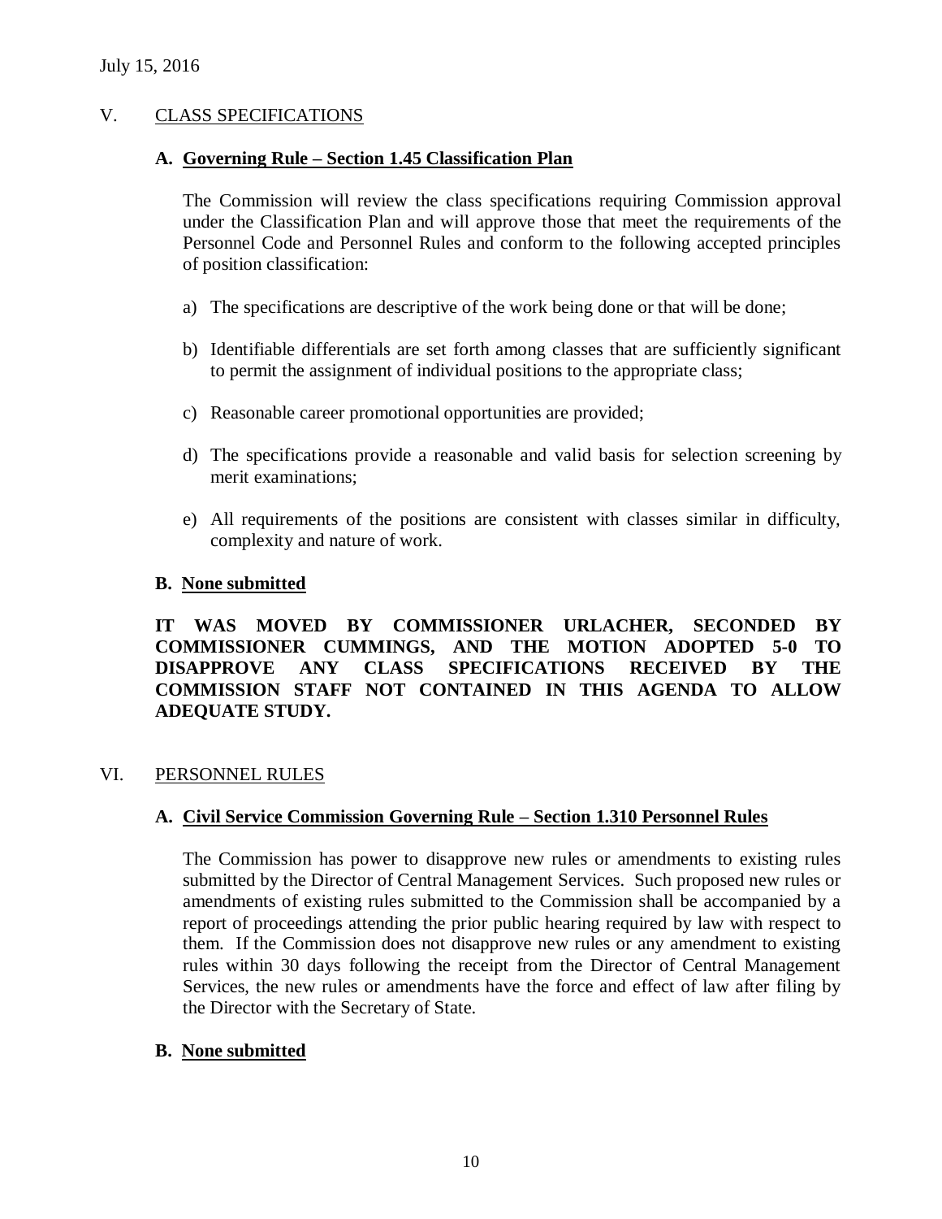July 15, 2016

## V. CLASS SPECIFICATIONS

### A. Governing Rule – Section 1.45 Classification Plan

The Commission will review the class specifications requiring Commission approval under the Classification Plan and will approve those that meet the requirements of the Personnel Code and Personnel Rules and conform to the following accepted principles of position classification:

a) The specifications are descriptive of the work being done or that will be done;

b) Identifiable differentials are set forth among classes that are sufficiently significant to permit the assignment of individual positions to the appropriate class;

c) Reasonable career promotional opportunities are provided;

d) The specifications provide a reasonable and valid basis for selection screening by merit examinations;

e) All requirements of the positions are consistent with classes similar in difficulty, complexity and nature of work.

### B. None submitted

**IT WAS MOVED BY COMMISSIONER URLACHER, SECONDED BY COMMISSIONER CUMMINGS, AND THE MOTION ADOPTED 5-0 TO DISAPPROVE ANY CLASS SPECIFICATIONS RECEIVED BY THE COMMISSION STAFF NOT CONTAINED IN THIS AGENDA TO ALLOW ADEQUATE STUDY.**

## VI. PERSONNEL RULES

### A. Civil Service Commission Governing Rule – Section 1.310 Personnel Rules

The Commission has power to disapprove new rules or amendments to existing rules submitted by the Director of Central Management Services. Such proposed new rules or amendments of existing rules submitted to the Commission shall be accompanied by a report of proceedings attending the prior public hearing required by law with respect to them. If the Commission does not disapprove new rules or any amendment to existing rules within 30 days following the receipt from the Director of Central Management Services, the new rules or amendments have the force and effect of law after filing by the Director with the Secretary of State.

### B. None submitted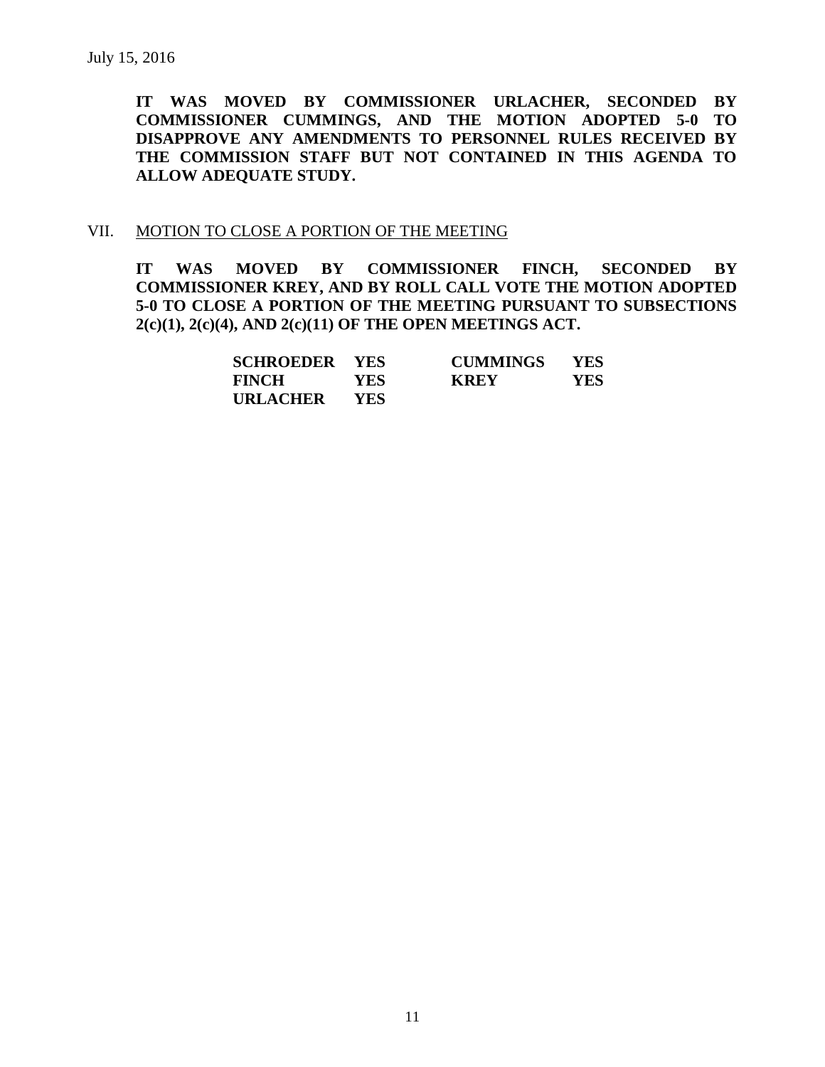July 15, 2016

**IT WAS MOVED BY COMMISSIONER URLACHER, SECONDED BY COMMISSIONER CUMMINGS, AND THE MOTION ADOPTED 5-0 TO DISAPPROVE ANY AMENDMENTS TO PERSONNEL RULES RECEIVED BY THE COMMISSION STAFF BUT NOT CONTAINED IN THIS AGENDA TO ALLOW ADEQUATE STUDY.**

## VII. MOTION TO CLOSE A PORTION OF THE MEETING

**IT WAS MOVED BY COMMISSIONER FINCH, SECONDED BY COMMISSIONER KREY, AND BY ROLL CALL VOTE THE MOTION ADOPTED 5-0 TO CLOSE A PORTION OF THE MEETING PURSUANT TO SUBSECTIONS 2(c)(1), 2(c)(4), AND 2(c)(11) OF THE OPEN MEETINGS ACT.**

| | | | |
|---|---|---|---|
| **SCHROEDER** | **YES** | **CUMMINGS** | **YES** |
| **FINCH** | **YES** | **KREY** | **YES** |
| **URLACHER** | **YES** | | |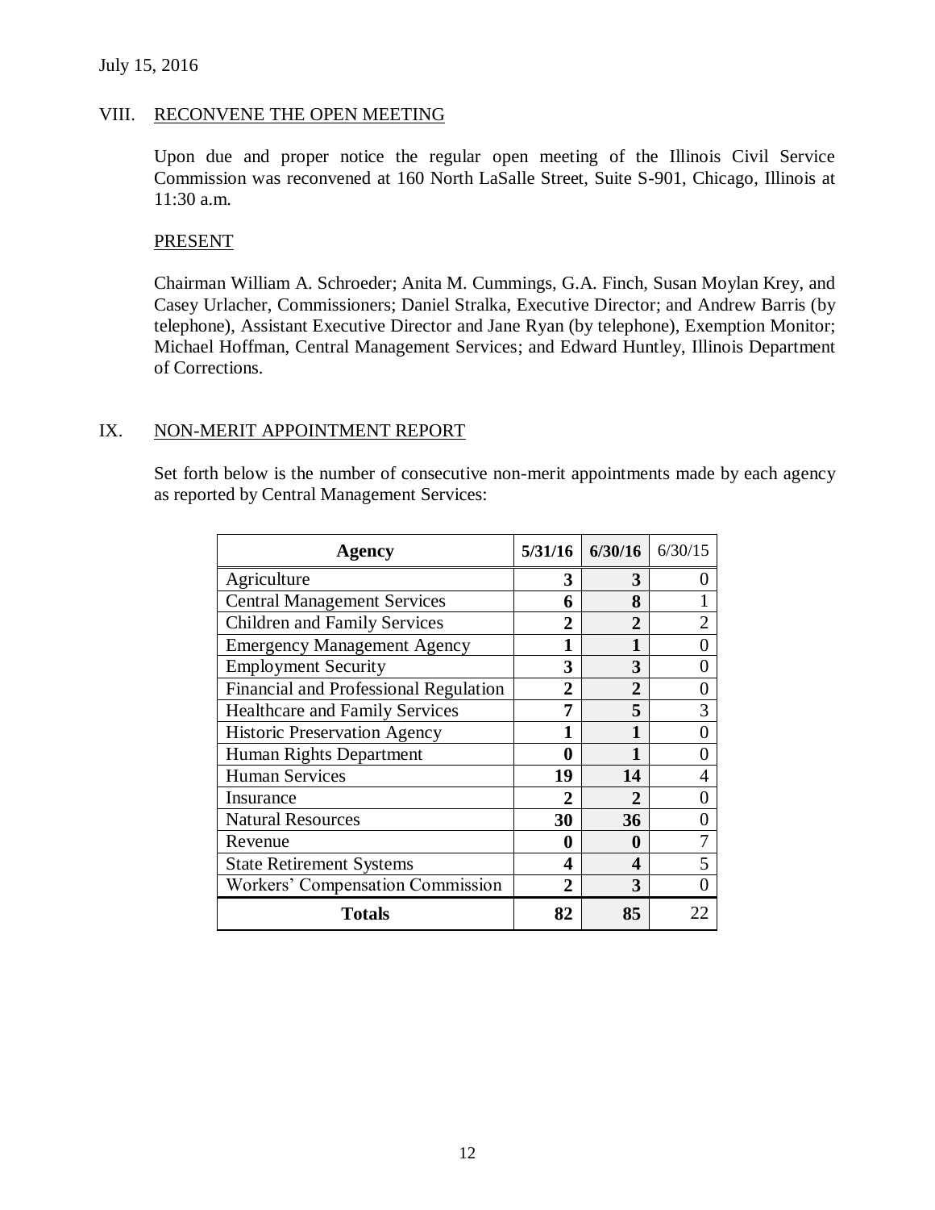July 15, 2016

## VIII. RECONVENE THE OPEN MEETING

Upon due and proper notice the regular open meeting of the Illinois Civil Service Commission was reconvened at 160 North LaSalle Street, Suite S-901, Chicago, Illinois at 11:30 a.m.

### PRESENT

Chairman William A. Schroeder; Anita M. Cummings, G.A. Finch, Susan Moylan Krey, and Casey Urlacher, Commissioners; Daniel Stralka, Executive Director; and Andrew Barris (by telephone), Assistant Executive Director and Jane Ryan (by telephone), Exemption Monitor; Michael Hoffman, Central Management Services; and Edward Huntley, Illinois Department of Corrections.

## IX. NON-MERIT APPOINTMENT REPORT

Set forth below is the number of consecutive non-merit appointments made by each agency as reported by Central Management Services:

| Agency | 5/31/16 | 6/30/16 | 6/30/15 |
|---|---|---|---|
| Agriculture | **3** | **3** | 0 |
| Central Management Services | **6** | **8** | 1 |
| Children and Family Services | **2** | **2** | 2 |
| Emergency Management Agency | **1** | **1** | 0 |
| Employment Security | **3** | **3** | 0 |
| Financial and Professional Regulation | **2** | **2** | 0 |
| Healthcare and Family Services | **7** | **5** | 3 |
| Historic Preservation Agency | **1** | **1** | 0 |
| Human Rights Department | **0** | **1** | 0 |
| Human Services | **19** | **14** | 4 |
| Insurance | **2** | **2** | 0 |
| Natural Resources | **30** | **36** | 0 |
| Revenue | **0** | **0** | 7 |
| State Retirement Systems | **4** | **4** | 5 |
| Workers' Compensation Commission | **2** | **3** | 0 |
| **Totals** | **82** | **85** | 22 |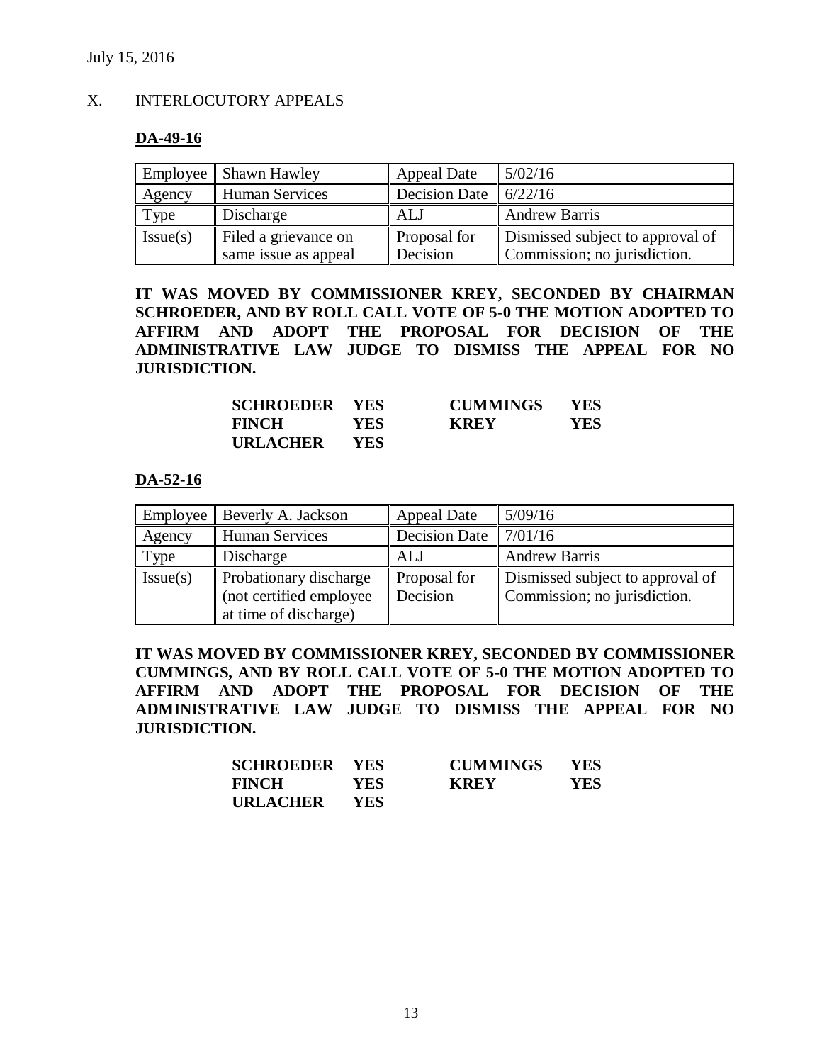July 15, 2016

## X. INTERLOCUTORY APPEALS

### DA-49-16

| Employee | Shawn Hawley | Appeal Date | 5/02/16 |
|---|---|---|---|
| Agency | Human Services | Decision Date | 6/22/16 |
| Type | Discharge | ALJ | Andrew Barris |
| Issue(s) | Filed a grievance on same issue as appeal | Proposal for Decision | Dismissed subject to approval of Commission; no jurisdiction. |

**IT WAS MOVED BY COMMISSIONER KREY, SECONDED BY CHAIRMAN SCHROEDER, AND BY ROLL CALL VOTE OF 5-0 THE MOTION ADOPTED TO AFFIRM AND ADOPT THE PROPOSAL FOR DECISION OF THE ADMINISTRATIVE LAW JUDGE TO DISMISS THE APPEAL FOR NO JURISDICTION.**

| | | | |
|---|---|---|---|
| **SCHROEDER** | **YES** | **CUMMINGS** | **YES** |
| **FINCH** | **YES** | **KREY** | **YES** |
| **URLACHER** | **YES** | | |

### DA-52-16

| Employee | Beverly A. Jackson | Appeal Date | 5/09/16 |
|---|---|---|---|
| Agency | Human Services | Decision Date | 7/01/16 |
| Type | Discharge | ALJ | Andrew Barris |
| Issue(s) | Probationary discharge (not certified employee at time of discharge) | Proposal for Decision | Dismissed subject to approval of Commission; no jurisdiction. |

**IT WAS MOVED BY COMMISSIONER KREY, SECONDED BY COMMISSIONER CUMMINGS, AND BY ROLL CALL VOTE OF 5-0 THE MOTION ADOPTED TO AFFIRM AND ADOPT THE PROPOSAL FOR DECISION OF THE ADMINISTRATIVE LAW JUDGE TO DISMISS THE APPEAL FOR NO JURISDICTION.**

| | | | |
|---|---|---|---|
| **SCHROEDER** | **YES** | **CUMMINGS** | **YES** |
| **FINCH** | **YES** | **KREY** | **YES** |
| **URLACHER** | **YES** | | |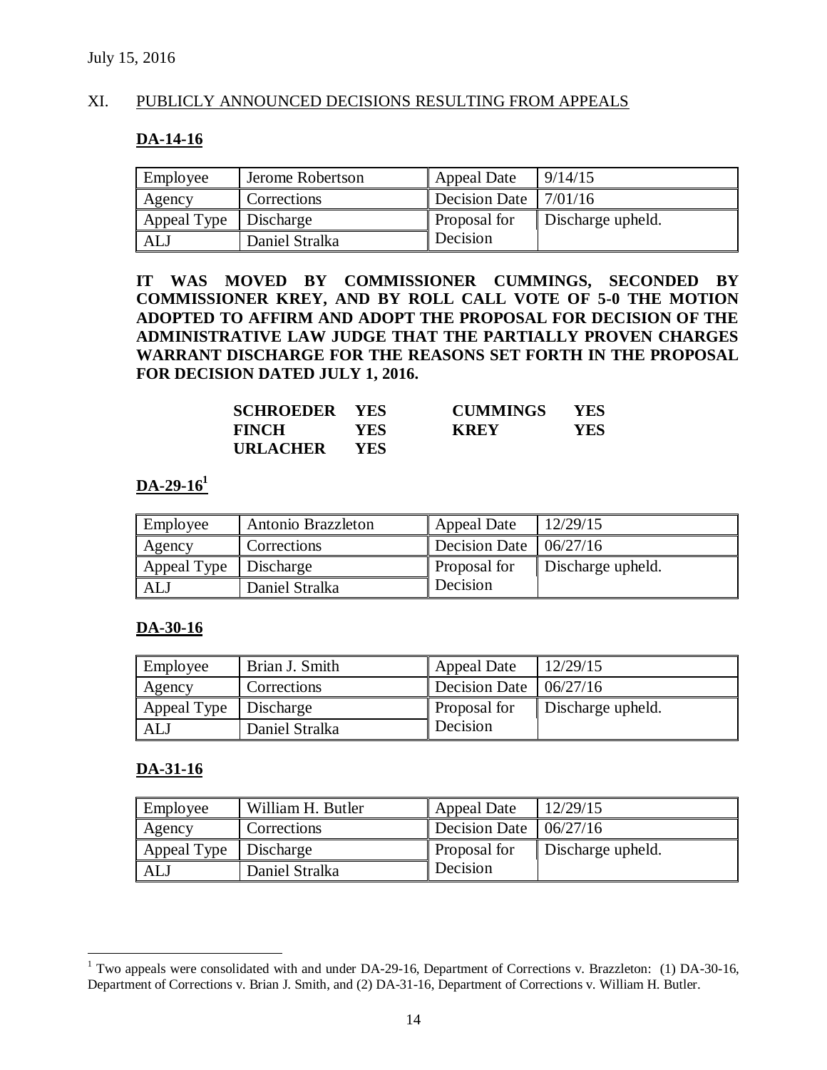July 15, 2016

## XI. PUBLICLY ANNOUNCED DECISIONS RESULTING FROM APPEALS

### DA-14-16

| Employee | Jerome Robertson | Appeal Date | 9/14/15 |
|---|---|---|---|
| Agency | Corrections | Decision Date | 7/01/16 |
| Appeal Type | Discharge | Proposal for Decision | Discharge upheld. |
| ALJ | Daniel Stralka | | |

**IT WAS MOVED BY COMMISSIONER CUMMINGS, SECONDED BY COMMISSIONER KREY, AND BY ROLL CALL VOTE OF 5-0 THE MOTION ADOPTED TO AFFIRM AND ADOPT THE PROPOSAL FOR DECISION OF THE ADMINISTRATIVE LAW JUDGE THAT THE PARTIALLY PROVEN CHARGES WARRANT DISCHARGE FOR THE REASONS SET FORTH IN THE PROPOSAL FOR DECISION DATED JULY 1, 2016.**

| | | | |
|---|---|---|---|
| **SCHROEDER** | **YES** | **CUMMINGS** | **YES** |
| **FINCH** | **YES** | **KREY** | **YES** |
| **URLACHER** | **YES** | | |

### DA-29-16[1]

| Employee | Antonio Brazzleton | Appeal Date | 12/29/15 |
|---|---|---|---|
| Agency | Corrections | Decision Date | 06/27/16 |
| Appeal Type | Discharge | Proposal for Decision | Discharge upheld. |
| ALJ | Daniel Stralka | | |

### DA-30-16

| Employee | Brian J. Smith | Appeal Date | 12/29/15 |
|---|---|---|---|
| Agency | Corrections | Decision Date | 06/27/16 |
| Appeal Type | Discharge | Proposal for Decision | Discharge upheld. |
| ALJ | Daniel Stralka | | |

### DA-31-16

| Employee | William H. Butler | Appeal Date | 12/29/15 |
|---|---|---|---|
| Agency | Corrections | Decision Date | 06/27/16 |
| Appeal Type | Discharge | Proposal for Decision | Discharge upheld. |
| ALJ | Daniel Stralka | | |

---

[1] Two appeals were consolidated with and under DA-29-16, Department of Corrections v. Brazzleton: (1) DA-30-16, Department of Corrections v. Brian J. Smith, and (2) DA-31-16, Department of Corrections v. William H. Butler.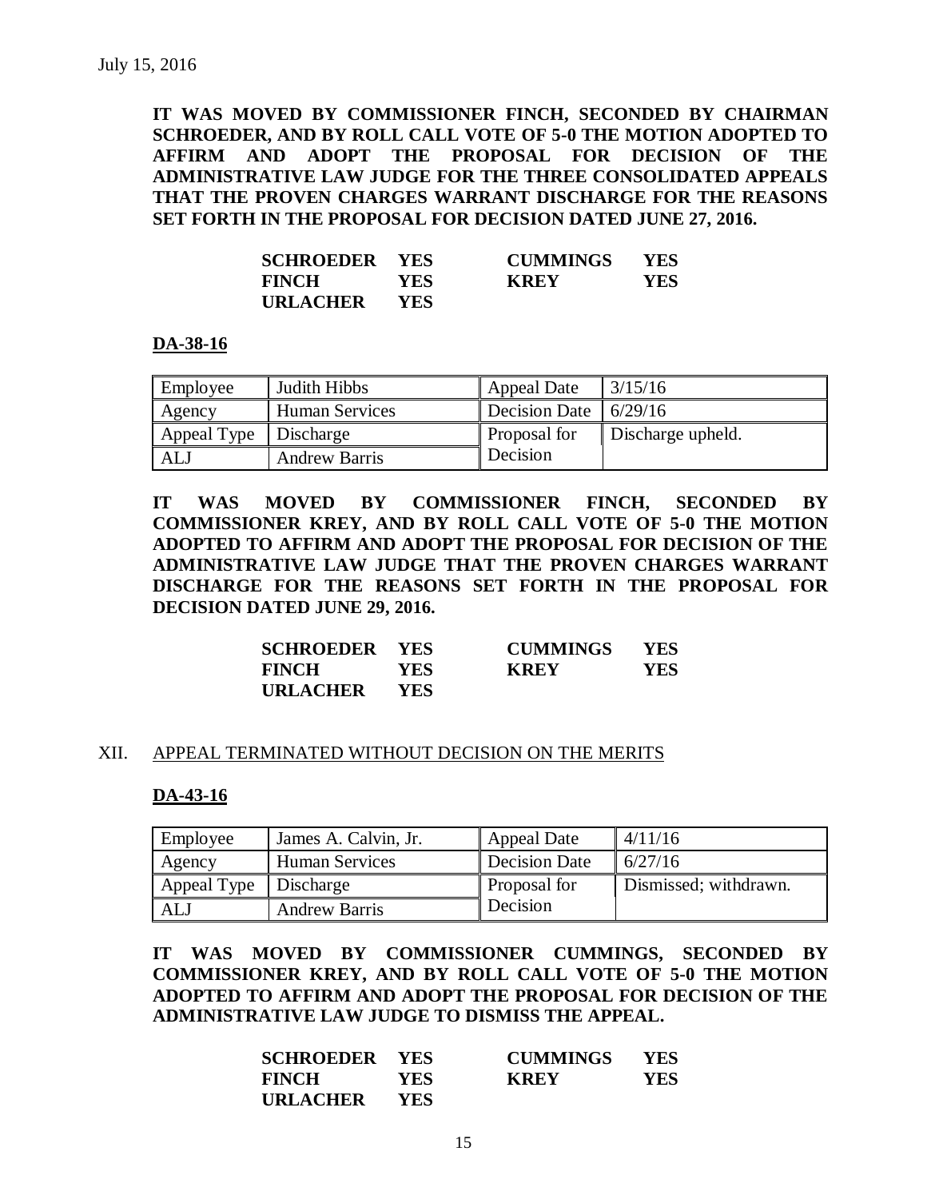**IT WAS MOVED BY COMMISSIONER FINCH, SECONDED BY CHAIRMAN SCHROEDER, AND BY ROLL CALL VOTE OF 5-0 THE MOTION ADOPTED TO AFFIRM AND ADOPT THE PROPOSAL FOR DECISION OF THE ADMINISTRATIVE LAW JUDGE FOR THE THREE CONSOLIDATED APPEALS THAT THE PROVEN CHARGES WARRANT DISCHARGE FOR THE REASONS SET FORTH IN THE PROPOSAL FOR DECISION DATED JUNE 27, 2016.**

| | | | |
|---|---|---|---|
| **SCHROEDER** | **YES** | **CUMMINGS** | **YES** |
| **FINCH** | **YES** | **KREY** | **YES** |
| **URLACHER** | **YES** | | |

**DA-38-16**

| Employee | Judith Hibbs | Appeal Date | 3/15/16 |
|---|---|---|---|
| Agency | Human Services | Decision Date | 6/29/16 |
| Appeal Type | Discharge | Proposal for Decision | Discharge upheld. |
| ALJ | Andrew Barris | | |

**IT WAS MOVED BY COMMISSIONER FINCH, SECONDED BY COMMISSIONER KREY, AND BY ROLL CALL VOTE OF 5-0 THE MOTION ADOPTED TO AFFIRM AND ADOPT THE PROPOSAL FOR DECISION OF THE ADMINISTRATIVE LAW JUDGE THAT THE PROVEN CHARGES WARRANT DISCHARGE FOR THE REASONS SET FORTH IN THE PROPOSAL FOR DECISION DATED JUNE 29, 2016.**

| | | | |
|---|---|---|---|
| **SCHROEDER** | **YES** | **CUMMINGS** | **YES** |
| **FINCH** | **YES** | **KREY** | **YES** |
| **URLACHER** | **YES** | | |

XII. APPEAL TERMINATED WITHOUT DECISION ON THE MERITS

**DA-43-16**

| Employee | James A. Calvin, Jr. | Appeal Date | 4/11/16 |
|---|---|---|---|
| Agency | Human Services | Decision Date | 6/27/16 |
| Appeal Type | Discharge | Proposal for Decision | Dismissed; withdrawn. |
| ALJ | Andrew Barris | | |

**IT WAS MOVED BY COMMISSIONER CUMMINGS, SECONDED BY COMMISSIONER KREY, AND BY ROLL CALL VOTE OF 5-0 THE MOTION ADOPTED TO AFFIRM AND ADOPT THE PROPOSAL FOR DECISION OF THE ADMINISTRATIVE LAW JUDGE TO DISMISS THE APPEAL.**

| | | | |
|---|---|---|---|
| **SCHROEDER** | **YES** | **CUMMINGS** | **YES** |
| **FINCH** | **YES** | **KREY** | **YES** |
| **URLACHER** | **YES** | | |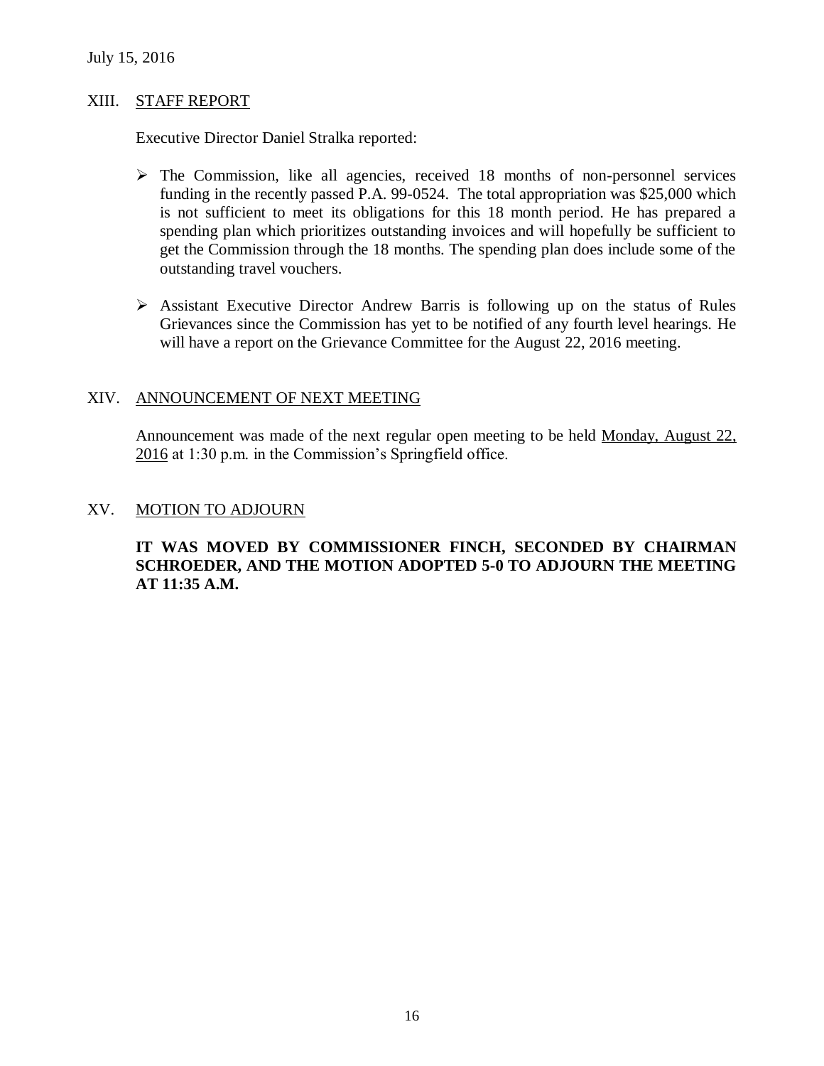July 15, 2016

## XIII. STAFF REPORT

Executive Director Daniel Stralka reported:

- The Commission, like all agencies, received 18 months of non-personnel services funding in the recently passed P.A. 99-0524. The total appropriation was $25,000 which is not sufficient to meet its obligations for this 18 month period. He has prepared a spending plan which prioritizes outstanding invoices and will hopefully be sufficient to get the Commission through the 18 months. The spending plan does include some of the outstanding travel vouchers.
- Assistant Executive Director Andrew Barris is following up on the status of Rules Grievances since the Commission has yet to be notified of any fourth level hearings. He will have a report on the Grievance Committee for the August 22, 2016 meeting.

## XIV. ANNOUNCEMENT OF NEXT MEETING

Announcement was made of the next regular open meeting to be held Monday, August 22, 2016 at 1:30 p.m. in the Commission's Springfield office.

## XV. MOTION TO ADJOURN

**IT WAS MOVED BY COMMISSIONER FINCH, SECONDED BY CHAIRMAN SCHROEDER, AND THE MOTION ADOPTED 5-0 TO ADJOURN THE MEETING AT 11:35 A.M.**